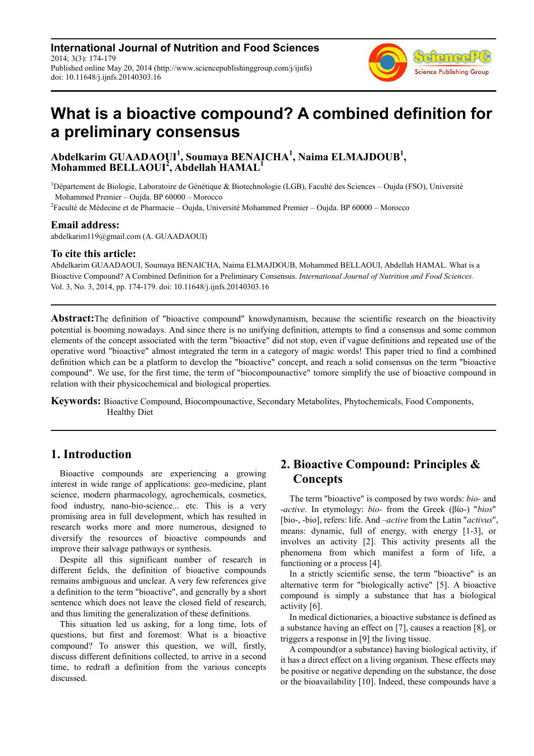# What is a bioactive compound? A combined definition for a preliminary consensus

**Abdelkarim GUAADAOUI[1], Soumaya BENAICHA[1], Naima ELMAJDOUB[1], Mohammed BELLAOUI[2], Abdellah HAMAL[1]**

[1]Département de Biologie, Laboratoire de Génétique & Biotechnologie (LGB), Faculté des Sciences – Oujda (FSO), Université Mohammed Premier – Oujda. BP 60000 – Morocco

[2]Faculté de Médecine et de Pharmacie – Oujda, Université Mohammed Premier – Oujda. BP 60000 – Morocco

### Email address:

abdelkarim119@gmail.com (A. GUAADAOUI)

### To cite this article:

Abdelkarim GUAADAOUI, Soumaya BENAICHA, Naima ELMAJDOUB, Mohammed BELLAOUI, Abdellah HAMAL. What is a Bioactive Compound? A Combined Definition for a Preliminary Consensus. *International Journal of Nutrition and Food Sciences.* Vol. 3, No. 3, 2014, pp. 174-179. doi: 10.11648/j.ijnfs.20140303.16

---

**Abstract:** The definition of "bioactive compound" knowdynamism, because the scientific research on the bioactivity potential is booming nowadays. And since there is no unifying definition, attempts to find a consensus and some common elements of the concept associated with the term "bioactive" did not stop, even if vague definitions and repeated use of the operative word "bioactive" almost integrated the term in a category of magic words! This paper tried to find a combined definition which can be a platform to develop the "bioactive" concept, and reach a solid consensus on the term "bioactive compound". We use, for the first time, the term of "biocompounactive" tomore simplify the use of bioactive compound in relation with their physicochemical and biological properties.

**Keywords:** Bioactive Compound, Biocompounactive, Secondary Metabolites, Phytochemicals, Food Components, Healthy Diet

---

## 1. Introduction

Bioactive compounds are experiencing a growing interest in wide range of applications: geo-medicine, plant science, modern pharmacology, agrochemicals, cosmetics, food industry, nano-bio-science... etc. This is a very promising area in full development, which has resulted in research works more and more numerous, designed to diversify the resources of bioactive compounds and improve their salvage pathways or synthesis.

Despite all this significant number of research in different fields, the definition of bioactive compounds remains ambiguous and unclear. A very few references give a definition to the term "bioactive", and generally by a short sentence which does not leave the closed field of research, and thus limiting the generalization of these definitions.

This situation led us asking, for a long time, lots of questions, but first and foremost: What is a bioactive compound? To answer this question, we will, firstly, discuss different definitions collected, to arrive in a second time, to redraft a definition from the various concepts discussed.

## 2. Bioactive Compound: Principles & Concepts

The term "bioactive" is composed by two words: *bio-* and *-active*. In etymology: *bio-* from the Greek (βίο-) "*bios*" [bio-, -bio], refers: life. And *–active* from the Latin "*activus*", means: dynamic, full of energy, with energy [1-3], or involves an activity [2]. This activity presents all the phenomena from which manifest a form of life, a functioning or a process [4].

In a strictly scientific sense, the term "bioactive" is an alternative term for "biologically active" [5]. A bioactive compound is simply a substance that has a biological activity [6].

In medical dictionaries, a bioactive substance is defined as a substance having an effect on [7], causes a reaction [8], or triggers a response in [9] the living tissue.

A compound(or a substance) having biological activity, if it has a direct effect on a living organism. These effects may be positive or negative depending on the substance, the dose or the bioavailability [10]. Indeed, these compounds have a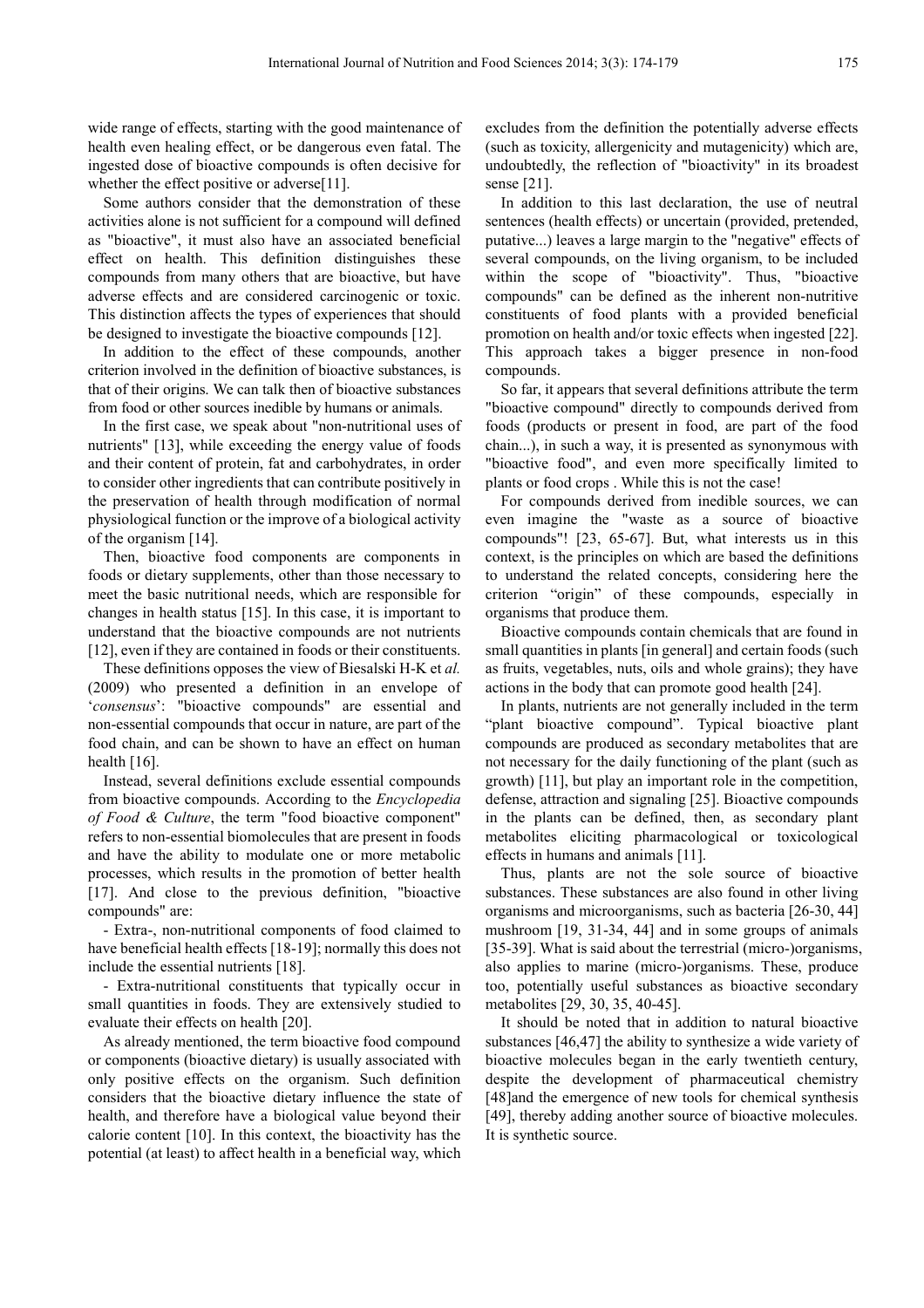wide range of effects, starting with the good maintenance of health even healing effect, or be dangerous even fatal. The ingested dose of bioactive compounds is often decisive for whether the effect positive or adverse[11].

Some authors consider that the demonstration of these activities alone is not sufficient for a compound will defined as "bioactive", it must also have an associated beneficial effect on health. This definition distinguishes these compounds from many others that are bioactive, but have adverse effects and are considered carcinogenic or toxic. This distinction affects the types of experiences that should be designed to investigate the bioactive compounds [12].

In addition to the effect of these compounds, another criterion involved in the definition of bioactive substances, is that of their origins. We can talk then of bioactive substances from food or other sources inedible by humans or animals.

In the first case, we speak about "non-nutritional uses of nutrients" [13], while exceeding the energy value of foods and their content of protein, fat and carbohydrates, in order to consider other ingredients that can contribute positively in the preservation of health through modification of normal physiological function or the improve of a biological activity of the organism [14].

Then, bioactive food components are components in foods or dietary supplements, other than those necessary to meet the basic nutritional needs, which are responsible for changes in health status [15]. In this case, it is important to understand that the bioactive compounds are not nutrients [12], even if they are contained in foods or their constituents.

These definitions opposes the view of Biesalski H-K et *al.* (2009) who presented a definition in an envelope of '*consensus*': "bioactive compounds" are essential and non-essential compounds that occur in nature, are part of the food chain, and can be shown to have an effect on human health [16].

Instead, several definitions exclude essential compounds from bioactive compounds. According to the *Encyclopedia of Food & Culture*, the term "food bioactive component" refers to non-essential biomolecules that are present in foods and have the ability to modulate one or more metabolic processes, which results in the promotion of better health [17]. And close to the previous definition, "bioactive compounds" are:

- Extra-, non-nutritional components of food claimed to have beneficial health effects [18-19]; normally this does not include the essential nutrients [18].

- Extra-nutritional constituents that typically occur in small quantities in foods. They are extensively studied to evaluate their effects on health [20].

As already mentioned, the term bioactive food compound or components (bioactive dietary) is usually associated with only positive effects on the organism. Such definition considers that the bioactive dietary influence the state of health, and therefore have a biological value beyond their calorie content [10]. In this context, the bioactivity has the potential (at least) to affect health in a beneficial way, which excludes from the definition the potentially adverse effects (such as toxicity, allergenicity and mutagenicity) which are, undoubtedly, the reflection of "bioactivity" in its broadest sense [21].

In addition to this last declaration, the use of neutral sentences (health effects) or uncertain (provided, pretended, putative...) leaves a large margin to the "negative" effects of several compounds, on the living organism, to be included within the scope of "bioactivity". Thus, "bioactive compounds" can be defined as the inherent non-nutritive constituents of food plants with a provided beneficial promotion on health and/or toxic effects when ingested [22]. This approach takes a bigger presence in non-food compounds.

So far, it appears that several definitions attribute the term "bioactive compound" directly to compounds derived from foods (products or present in food, are part of the food chain...), in such a way, it is presented as synonymous with "bioactive food", and even more specifically limited to plants or food crops . While this is not the case!

For compounds derived from inedible sources, we can even imagine the "waste as a source of bioactive compounds"! [23, 65-67]. But, what interests us in this context, is the principles on which are based the definitions to understand the related concepts, considering here the criterion "origin" of these compounds, especially in organisms that produce them.

Bioactive compounds contain chemicals that are found in small quantities in plants [in general] and certain foods (such as fruits, vegetables, nuts, oils and whole grains); they have actions in the body that can promote good health [24].

In plants, nutrients are not generally included in the term "plant bioactive compound". Typical bioactive plant compounds are produced as secondary metabolites that are not necessary for the daily functioning of the plant (such as growth) [11], but play an important role in the competition, defense, attraction and signaling [25]. Bioactive compounds in the plants can be defined, then, as secondary plant metabolites eliciting pharmacological or toxicological effects in humans and animals [11].

Thus, plants are not the sole source of bioactive substances. These substances are also found in other living organisms and microorganisms, such as bacteria [26-30, 44] mushroom [19, 31-34, 44] and in some groups of animals [35-39]. What is said about the terrestrial (micro-)organisms, also applies to marine (micro-)organisms. These, produce too, potentially useful substances as bioactive secondary metabolites [29, 30, 35, 40-45].

It should be noted that in addition to natural bioactive substances [46,47] the ability to synthesize a wide variety of bioactive molecules began in the early twentieth century, despite the development of pharmaceutical chemistry [48]and the emergence of new tools for chemical synthesis [49], thereby adding another source of bioactive molecules. It is synthetic source.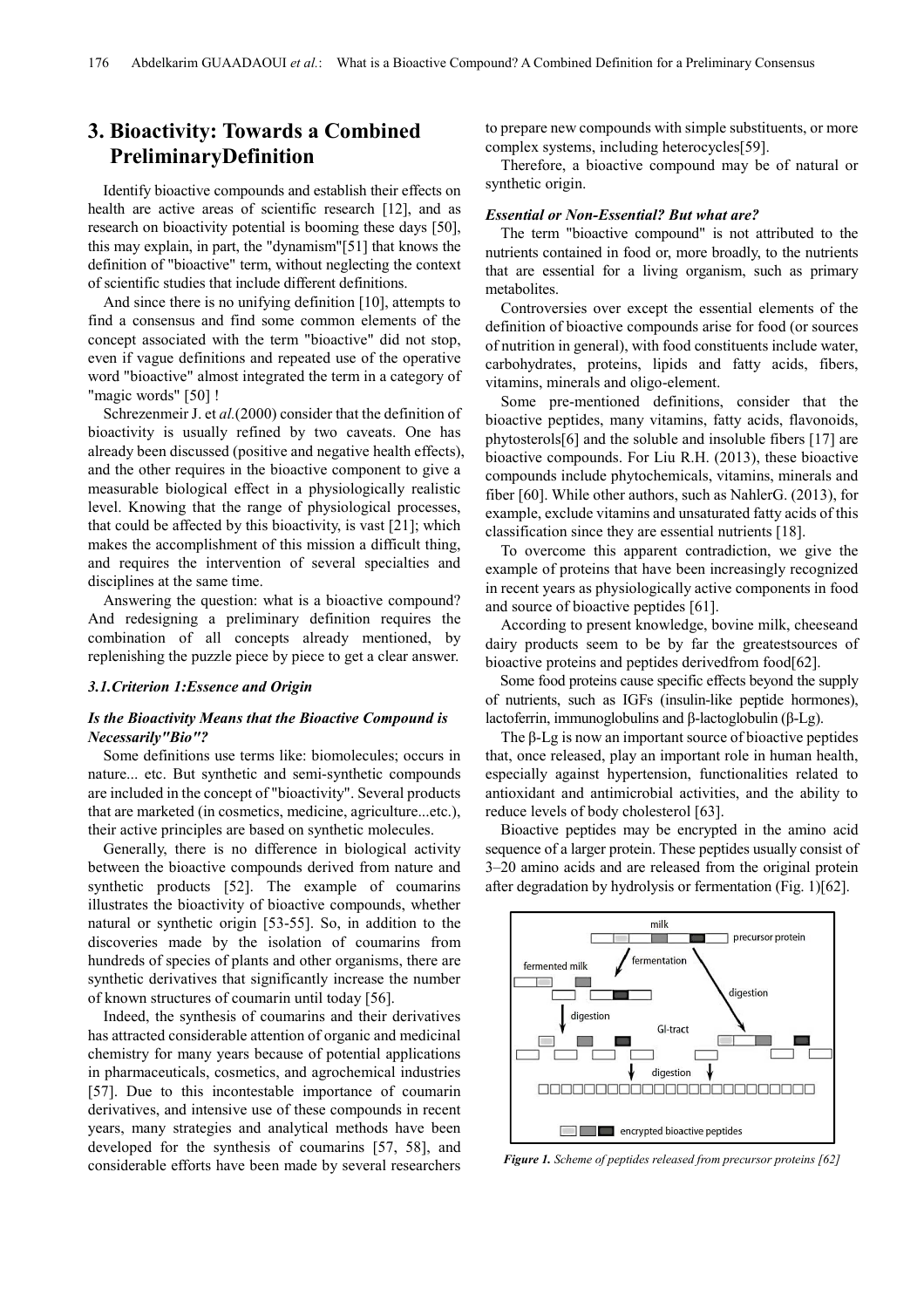## 3. Bioactivity: Towards a Combined PreliminaryDefinition

Identify bioactive compounds and establish their effects on health are active areas of scientific research [12], and as research on bioactivity potential is booming these days [50], this may explain, in part, the "dynamism"[51] that knows the definition of "bioactive" term, without neglecting the context of scientific studies that include different definitions.

And since there is no unifying definition [10], attempts to find a consensus and find some common elements of the concept associated with the term "bioactive" did not stop, even if vague definitions and repeated use of the operative word "bioactive" almost integrated the term in a category of "magic words" [50] !

Schrezenmeir J. et *al.*(2000) consider that the definition of bioactivity is usually refined by two caveats. One has already been discussed (positive and negative health effects), and the other requires in the bioactive component to give a measurable biological effect in a physiologically realistic level. Knowing that the range of physiological processes, that could be affected by this bioactivity, is vast [21]; which makes the accomplishment of this mission a difficult thing, and requires the intervention of several specialties and disciplines at the same time.

Answering the question: what is a bioactive compound? And redesigning a preliminary definition requires the combination of all concepts already mentioned, by replenishing the puzzle piece by piece to get a clear answer.

### 3.1.Criterion 1:Essence and Origin

#### *Is the Bioactivity Means that the Bioactive Compound is Necessarily"Bio"?*

Some definitions use terms like: biomolecules; occurs in nature... etc. But synthetic and semi-synthetic compounds are included in the concept of "bioactivity". Several products that are marketed (in cosmetics, medicine, agriculture...etc.), their active principles are based on synthetic molecules.

Generally, there is no difference in biological activity between the bioactive compounds derived from nature and synthetic products [52]. The example of coumarins illustrates the bioactivity of bioactive compounds, whether natural or synthetic origin [53-55]. So, in addition to the discoveries made by the isolation of coumarins from hundreds of species of plants and other organisms, there are synthetic derivatives that significantly increase the number of known structures of coumarin until today [56].

Indeed, the synthesis of coumarins and their derivatives has attracted considerable attention of organic and medicinal chemistry for many years because of potential applications in pharmaceuticals, cosmetics, and agrochemical industries [57]. Due to this incontestable importance of coumarin derivatives, and intensive use of these compounds in recent years, many strategies and analytical methods have been developed for the synthesis of coumarins [57, 58], and considerable efforts have been made by several researchers to prepare new compounds with simple substituents, or more complex systems, including heterocycles[59].

Therefore, a bioactive compound may be of natural or synthetic origin.

#### *Essential or Non-Essential? But what are?*

The term "bioactive compound" is not attributed to the nutrients contained in food or, more broadly, to the nutrients that are essential for a living organism, such as primary metabolites.

Controversies over except the essential elements of the definition of bioactive compounds arise for food (or sources of nutrition in general), with food constituents include water, carbohydrates, proteins, lipids and fatty acids, fibers, vitamins, minerals and oligo-element.

Some pre-mentioned definitions, consider that the bioactive peptides, many vitamins, fatty acids, flavonoids, phytosterols[6] and the soluble and insoluble fibers [17] are bioactive compounds. For Liu R.H. (2013), these bioactive compounds include phytochemicals, vitamins, minerals and fiber [60]. While other authors, such as NahlerG. (2013), for example, exclude vitamins and unsaturated fatty acids of this classification since they are essential nutrients [18].

To overcome this apparent contradiction, we give the example of proteins that have been increasingly recognized in recent years as physiologically active components in food and source of bioactive peptides [61].

According to present knowledge, bovine milk, cheeseand dairy products seem to be by far the greatestsources of bioactive proteins and peptides derivedfrom food[62].

Some food proteins cause specific effects beyond the supply of nutrients, such as IGFs (insulin-like peptide hormones), lactoferrin, immunoglobulins and β-lactoglobulin (β-Lg).

The β-Lg is now an important source of bioactive peptides that, once released, play an important role in human health, especially against hypertension, functionalities related to antioxidant and antimicrobial activities, and the ability to reduce levels of body cholesterol [63].

Bioactive peptides may be encrypted in the amino acid sequence of a larger protein. These peptides usually consist of 3–20 amino acids and are released from the original protein after degradation by hydrolysis or fermentation (Fig. 1)[62].

*Figure 1. Scheme of peptides released from precursor proteins [62]*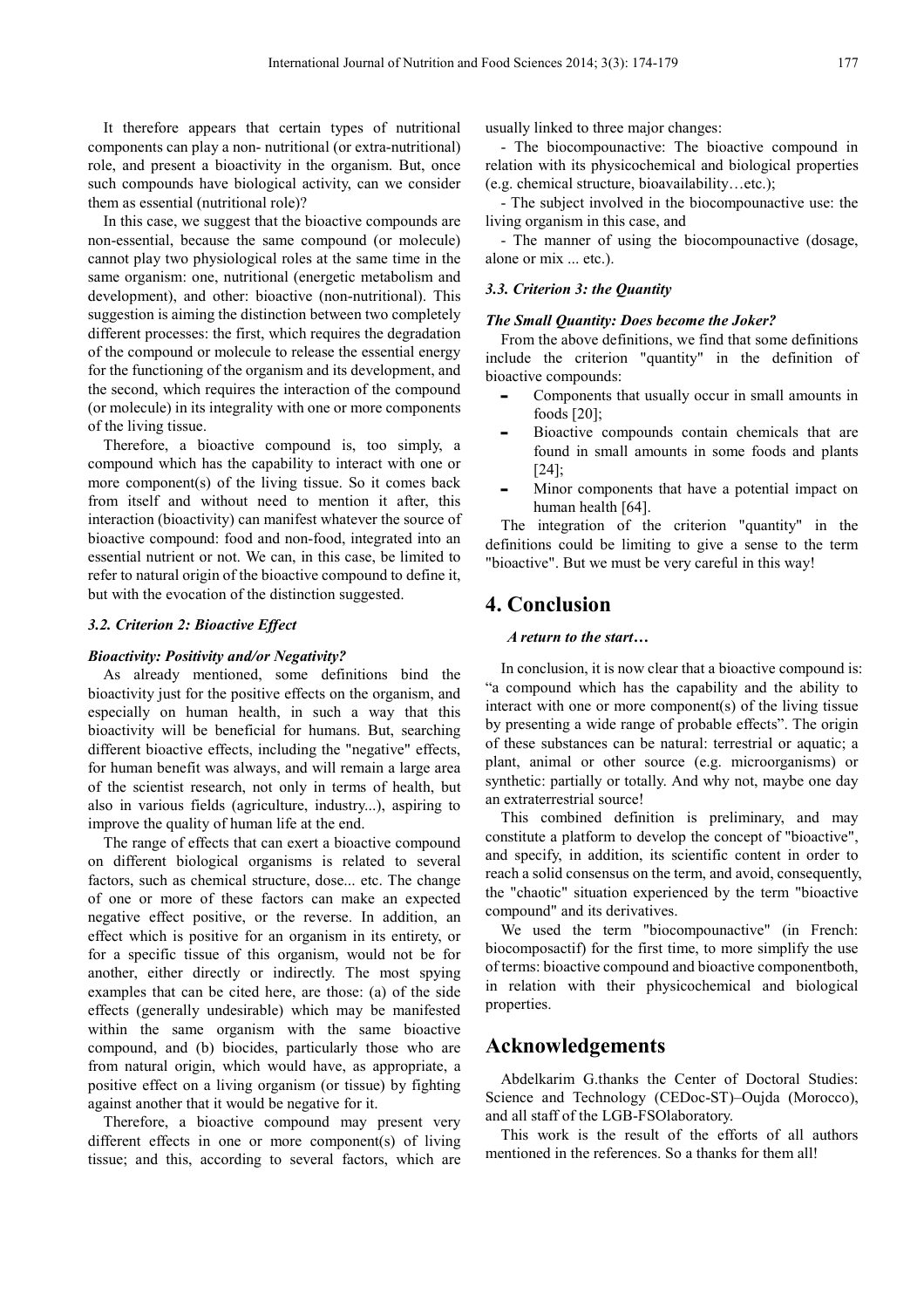It therefore appears that certain types of nutritional components can play a non- nutritional (or extra-nutritional) role, and present a bioactivity in the organism. But, once such compounds have biological activity, can we consider them as essential (nutritional role)?

In this case, we suggest that the bioactive compounds are non-essential, because the same compound (or molecule) cannot play two physiological roles at the same time in the same organism: one, nutritional (energetic metabolism and development), and other: bioactive (non-nutritional). This suggestion is aiming the distinction between two completely different processes: the first, which requires the degradation of the compound or molecule to release the essential energy for the functioning of the organism and its development, and the second, which requires the interaction of the compound (or molecule) in its integrality with one or more components of the living tissue.

Therefore, a bioactive compound is, too simply, a compound which has the capability to interact with one or more component(s) of the living tissue. So it comes back from itself and without need to mention it after, this interaction (bioactivity) can manifest whatever the source of bioactive compound: food and non-food, integrated into an essential nutrient or not. We can, in this case, be limited to refer to natural origin of the bioactive compound to define it, but with the evocation of the distinction suggested.

### 3.2. Criterion 2: Bioactive Effect

***Bioactivity: Positivity and/or Negativity?***

As already mentioned, some definitions bind the bioactivity just for the positive effects on the organism, and especially on human health, in such a way that this bioactivity will be beneficial for humans. But, searching different bioactive effects, including the "negative" effects, for human benefit was always, and will remain a large area of the scientist research, not only in terms of health, but also in various fields (agriculture, industry...), aspiring to improve the quality of human life at the end.

The range of effects that can exert a bioactive compound on different biological organisms is related to several factors, such as chemical structure, dose... etc. The change of one or more of these factors can make an expected negative effect positive, or the reverse. In addition, an effect which is positive for an organism in its entirety, or for a specific tissue of this organism, would not be for another, either directly or indirectly. The most spying examples that can be cited here, are those: (a) of the side effects (generally undesirable) which may be manifested within the same organism with the same bioactive compound, and (b) biocides, particularly those who are from natural origin, which would have, as appropriate, a positive effect on a living organism (or tissue) by fighting against another that it would be negative for it.

Therefore, a bioactive compound may present very different effects in one or more component(s) of living tissue; and this, according to several factors, which are usually linked to three major changes:

- The biocompounactive: The bioactive compound in relation with its physicochemical and biological properties (e.g. chemical structure, bioavailability…etc.);
- The subject involved in the biocompounactive use: the living organism in this case, and
- The manner of using the biocompounactive (dosage, alone or mix ... etc.).

### 3.3. Criterion 3: the Quantity

***The Small Quantity: Does become the Joker?***

From the above definitions, we find that some definitions include the criterion "quantity" in the definition of bioactive compounds:

- Components that usually occur in small amounts in foods [20];
- Bioactive compounds contain chemicals that are found in small amounts in some foods and plants [24];
- Minor components that have a potential impact on human health [64].

The integration of the criterion "quantity" in the definitions could be limiting to give a sense to the term "bioactive". But we must be very careful in this way!

## 4. Conclusion

***A return to the start…***

In conclusion, it is now clear that a bioactive compound is: "a compound which has the capability and the ability to interact with one or more component(s) of the living tissue by presenting a wide range of probable effects". The origin of these substances can be natural: terrestrial or aquatic; a plant, animal or other source (e.g. microorganisms) or synthetic: partially or totally. And why not, maybe one day an extraterrestrial source!

This combined definition is preliminary, and may constitute a platform to develop the concept of "bioactive", and specify, in addition, its scientific content in order to reach a solid consensus on the term, and avoid, consequently, the "chaotic" situation experienced by the term "bioactive compound" and its derivatives.

We used the term "biocompounactive" (in French: biocomposactif) for the first time, to more simplify the use of terms: bioactive compound and bioactive componentboth, in relation with their physicochemical and biological properties.

## Acknowledgements

Abdelkarim G.thanks the Center of Doctoral Studies: Science and Technology (CEDoc-ST)–Oujda (Morocco), and all staff of the LGB-FSOlaboratory.

This work is the result of the efforts of all authors mentioned in the references. So a thanks for them all!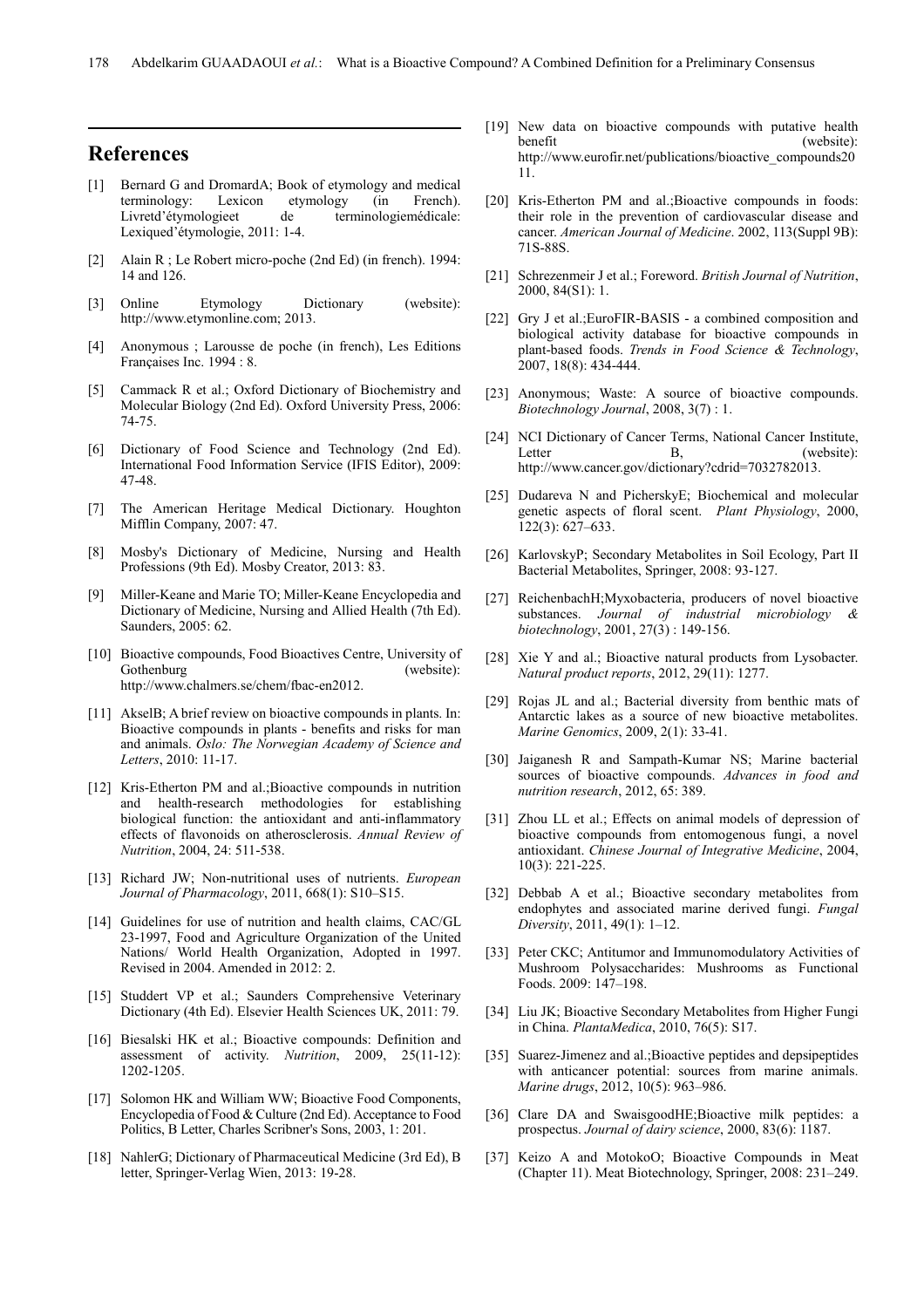## References

- [1] Bernard G and DromardA; Book of etymology and medical terminology: Lexicon etymology (in French). Livretd'étymologieet de terminologiemédicale: Lexiqued'étymologie, 2011: 1-4.
- [2] Alain R ; Le Robert micro-poche (2nd Ed) (in french). 1994: 14 and 126.
- [3] Online Etymology Dictionary (website): http://www.etymonline.com; 2013.
- [4] Anonymous ; Larousse de poche (in french), Les Editions Françaises Inc. 1994 : 8.
- [5] Cammack R et al.; Oxford Dictionary of Biochemistry and Molecular Biology (2nd Ed). Oxford University Press, 2006: 74-75.
- [6] Dictionary of Food Science and Technology (2nd Ed). International Food Information Service (IFIS Editor), 2009: 47-48.
- [7] The American Heritage Medical Dictionary. Houghton Mifflin Company, 2007: 47.
- [8] Mosby's Dictionary of Medicine, Nursing and Health Professions (9th Ed). Mosby Creator, 2013: 83.
- [9] Miller-Keane and Marie TO; Miller-Keane Encyclopedia and Dictionary of Medicine, Nursing and Allied Health (7th Ed). Saunders, 2005: 62.
- [10] Bioactive compounds, Food Bioactives Centre, University of Gothenburg (website): http://www.chalmers.se/chem/fbac-en2012.
- [11] AkselB; A brief review on bioactive compounds in plants. In: Bioactive compounds in plants - benefits and risks for man and animals. *Oslo: The Norwegian Academy of Science and Letters*, 2010: 11-17.
- [12] Kris-Etherton PM and al.;Bioactive compounds in nutrition and health-research methodologies for establishing biological function: the antioxidant and anti-inflammatory effects of flavonoids on atherosclerosis. *Annual Review of Nutrition*, 2004, 24: 511-538.
- [13] Richard JW; Non-nutritional uses of nutrients. *European Journal of Pharmacology*, 2011, 668(1): S10–S15.
- [14] Guidelines for use of nutrition and health claims, CAC/GL 23-1997, Food and Agriculture Organization of the United Nations/ World Health Organization, Adopted in 1997. Revised in 2004. Amended in 2012: 2.
- [15] Studdert VP et al.; Saunders Comprehensive Veterinary Dictionary (4th Ed). Elsevier Health Sciences UK, 2011: 79.
- [16] Biesalski HK et al.; Bioactive compounds: Definition and assessment of activity. *Nutrition*, 2009, 25(11-12): 1202-1205.
- [17] Solomon HK and William WW; Bioactive Food Components, Encyclopedia of Food & Culture (2nd Ed). Acceptance to Food Politics, B Letter, Charles Scribner's Sons, 2003, 1: 201.
- [18] NahlerG; Dictionary of Pharmaceutical Medicine (3rd Ed), B letter, Springer-Verlag Wien, 2013: 19-28.
- [19] New data on bioactive compounds with putative health benefit (website): http://www.eurofir.net/publications/bioactive_compounds2011.
- [20] Kris-Etherton PM and al.;Bioactive compounds in foods: their role in the prevention of cardiovascular disease and cancer. *American Journal of Medicine*. 2002, 113(Suppl 9B): 71S-88S.
- [21] Schrezenmeir J et al.; Foreword. *British Journal of Nutrition*, 2000, 84(S1): 1.
- [22] Gry J et al.;EuroFIR-BASIS - a combined composition and biological activity database for bioactive compounds in plant-based foods. *Trends in Food Science & Technology*, 2007, 18(8): 434-444.
- [23] Anonymous; Waste: A source of bioactive compounds. *Biotechnology Journal*, 2008, 3(7) : 1.
- [24] NCI Dictionary of Cancer Terms, National Cancer Institute, Letter B, (website): http://www.cancer.gov/dictionary?cdrid=7032782013.
- [25] Dudareva N and PicherskyE; Biochemical and molecular genetic aspects of floral scent. *Plant Physiology*, 2000, 122(3): 627–633.
- [26] KarlovskyP; Secondary Metabolites in Soil Ecology, Part II Bacterial Metabolites, Springer, 2008: 93-127.
- [27] ReichenbachH;Myxobacteria, producers of novel bioactive substances. *Journal of industrial microbiology & biotechnology*, 2001, 27(3) : 149-156.
- [28] Xie Y and al.; Bioactive natural products from Lysobacter. *Natural product reports*, 2012, 29(11): 1277.
- [29] Rojas JL and al.; Bacterial diversity from benthic mats of Antarctic lakes as a source of new bioactive metabolites. *Marine Genomics*, 2009, 2(1): 33-41.
- [30] Jaiganesh R and Sampath-Kumar NS; Marine bacterial sources of bioactive compounds. *Advances in food and nutrition research*, 2012, 65: 389.
- [31] Zhou LL et al.; Effects on animal models of depression of bioactive compounds from entomogenous fungi, a novel antioxidant. *Chinese Journal of Integrative Medicine*, 2004, 10(3): 221-225.
- [32] Debbab A et al.; Bioactive secondary metabolites from endophytes and associated marine derived fungi. *Fungal Diversity*, 2011, 49(1): 1–12.
- [33] Peter CKC; Antitumor and Immunomodulatory Activities of Mushroom Polysaccharides: Mushrooms as Functional Foods. 2009: 147–198.
- [34] Liu JK; Bioactive Secondary Metabolites from Higher Fungi in China. *PlantaMedica*, 2010, 76(5): S17.
- [35] Suarez-Jimenez and al.;Bioactive peptides and depsipeptides with anticancer potential: sources from marine animals. *Marine drugs*, 2012, 10(5): 963–986.
- [36] Clare DA and SwaisgoodHE;Bioactive milk peptides: a prospectus. *Journal of dairy science*, 2000, 83(6): 1187.
- [37] Keizo A and MotokoO; Bioactive Compounds in Meat (Chapter 11). Meat Biotechnology, Springer, 2008: 231–249.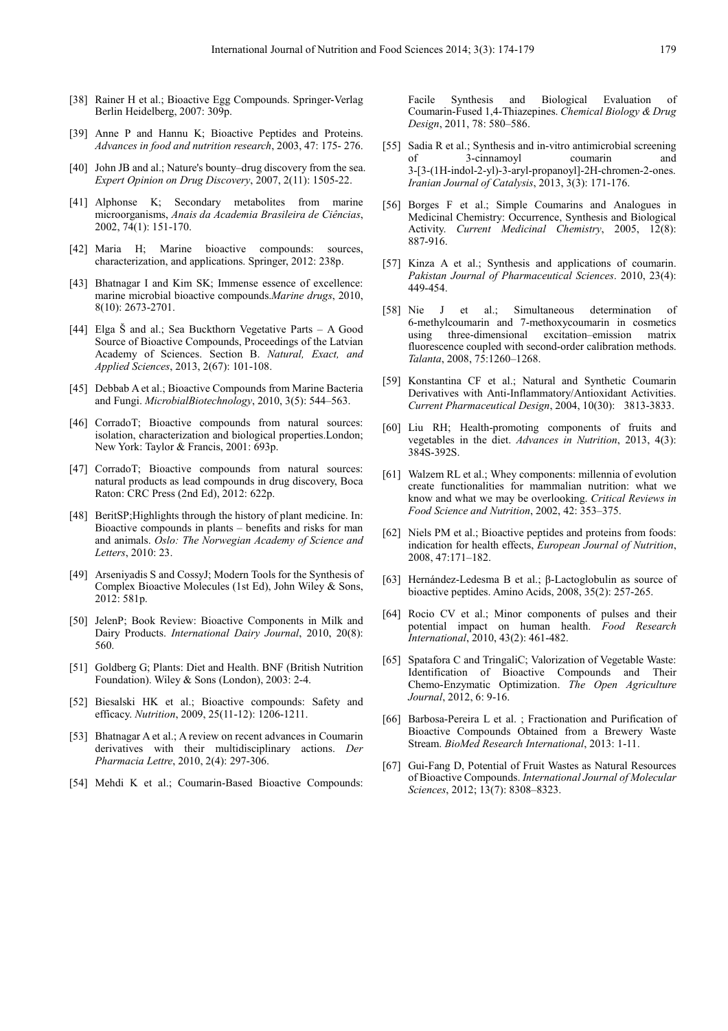[38] Rainer H et al.; Bioactive Egg Compounds. Springer-Verlag Berlin Heidelberg, 2007: 309p.

[39] Anne P and Hannu K; Bioactive Peptides and Proteins. *Advances in food and nutrition research*, 2003, 47: 175- 276.

[40] John JB and al.; Nature's bounty–drug discovery from the sea. *Expert Opinion on Drug Discovery*, 2007, 2(11): 1505-22.

[41] Alphonse K; Secondary metabolites from marine microorganisms, *Anais da Academia Brasileira de Ciências*, 2002, 74(1): 151-170.

[42] Maria H; Marine bioactive compounds: sources, characterization, and applications. Springer, 2012: 238p.

[43] Bhatnagar I and Kim SK; Immense essence of excellence: marine microbial bioactive compounds.*Marine drugs*, 2010, 8(10): 2673-2701.

[44] Elga Š and al.; Sea Buckthorn Vegetative Parts – A Good Source of Bioactive Compounds, Proceedings of the Latvian Academy of Sciences. Section B. *Natural, Exact, and Applied Sciences*, 2013, 2(67): 101-108.

[45] Debbab A et al.; Bioactive Compounds from Marine Bacteria and Fungi. *MicrobialBiotechnology*, 2010, 3(5): 544–563.

[46] CorradoT; Bioactive compounds from natural sources: isolation, characterization and biological properties.London; New York: Taylor & Francis, 2001: 693p.

[47] CorradoT; Bioactive compounds from natural sources: natural products as lead compounds in drug discovery, Boca Raton: CRC Press (2nd Ed), 2012: 622p.

[48] BeritSP;Highlights through the history of plant medicine. In: Bioactive compounds in plants – benefits and risks for man and animals. *Oslo: The Norwegian Academy of Science and Letters*, 2010: 23.

[49] Arseniyadis S and CossyJ; Modern Tools for the Synthesis of Complex Bioactive Molecules (1st Ed), John Wiley & Sons, 2012: 581p.

[50] JelenP; Book Review: Bioactive Components in Milk and Dairy Products. *International Dairy Journal*, 2010, 20(8): 560.

[51] Goldberg G; Plants: Diet and Health. BNF (British Nutrition Foundation). Wiley & Sons (London), 2003: 2-4.

[52] Biesalski HK et al.; Bioactive compounds: Safety and efficacy. *Nutrition*, 2009, 25(11-12): 1206-1211.

[53] Bhatnagar A et al.; A review on recent advances in Coumarin derivatives with their multidisciplinary actions. *Der Pharmacia Lettre*, 2010, 2(4): 297-306.

[54] Mehdi K et al.; Coumarin-Based Bioactive Compounds: Facile Synthesis and Biological Evaluation of Coumarin-Fused 1,4-Thiazepines. *Chemical Biology & Drug Design*, 2011, 78: 580–586.

[55] Sadia R et al.; Synthesis and in-vitro antimicrobial screening of 3-cinnamoyl coumarin and 3-[3-(1H-indol-2-yl)-3-aryl-propanoyl]-2H-chromen-2-ones. *Iranian Journal of Catalysis*, 2013, 3(3): 171-176.

[56] Borges F et al.; Simple Coumarins and Analogues in Medicinal Chemistry: Occurrence, Synthesis and Biological Activity. *Current Medicinal Chemistry*, 2005, 12(8): 887-916.

[57] Kinza A et al.; Synthesis and applications of coumarin. *Pakistan Journal of Pharmaceutical Sciences*. 2010, 23(4): 449-454.

[58] Nie J et al.; Simultaneous determination of 6-methylcoumarin and 7-methoxycoumarin in cosmetics using three-dimensional excitation–emission matrix fluorescence coupled with second-order calibration methods. *Talanta*, 2008, 75:1260–1268.

[59] Konstantina CF et al.; Natural and Synthetic Coumarin Derivatives with Anti-Inflammatory/Antioxidant Activities. *Current Pharmaceutical Design*, 2004, 10(30): 3813-3833.

[60] Liu RH; Health-promoting components of fruits and vegetables in the diet. *Advances in Nutrition*, 2013, 4(3): 384S-392S.

[61] Walzem RL et al.; Whey components: millennia of evolution create functionalities for mammalian nutrition: what we know and what we may be overlooking. *Critical Reviews in Food Science and Nutrition*, 2002, 42: 353–375.

[62] Niels PM et al.; Bioactive peptides and proteins from foods: indication for health effects, *European Journal of Nutrition*, 2008, 47:171–182.

[63] Hernández-Ledesma B et al.; β-Lactoglobulin as source of bioactive peptides. Amino Acids, 2008, 35(2): 257-265.

[64] Rocio CV et al.; Minor components of pulses and their potential impact on human health. *Food Research International*, 2010, 43(2): 461-482.

[65] Spatafora C and TringaliC; Valorization of Vegetable Waste: Identification of Bioactive Compounds and Their Chemo-Enzymatic Optimization. *The Open Agriculture Journal*, 2012, 6: 9-16.

[66] Barbosa-Pereira L et al. ; Fractionation and Purification of Bioactive Compounds Obtained from a Brewery Waste Stream. *BioMed Research International*, 2013: 1-11.

[67] Gui-Fang D, Potential of Fruit Wastes as Natural Resources of Bioactive Compounds. *International Journal of Molecular Sciences*, 2012; 13(7): 8308–8323.